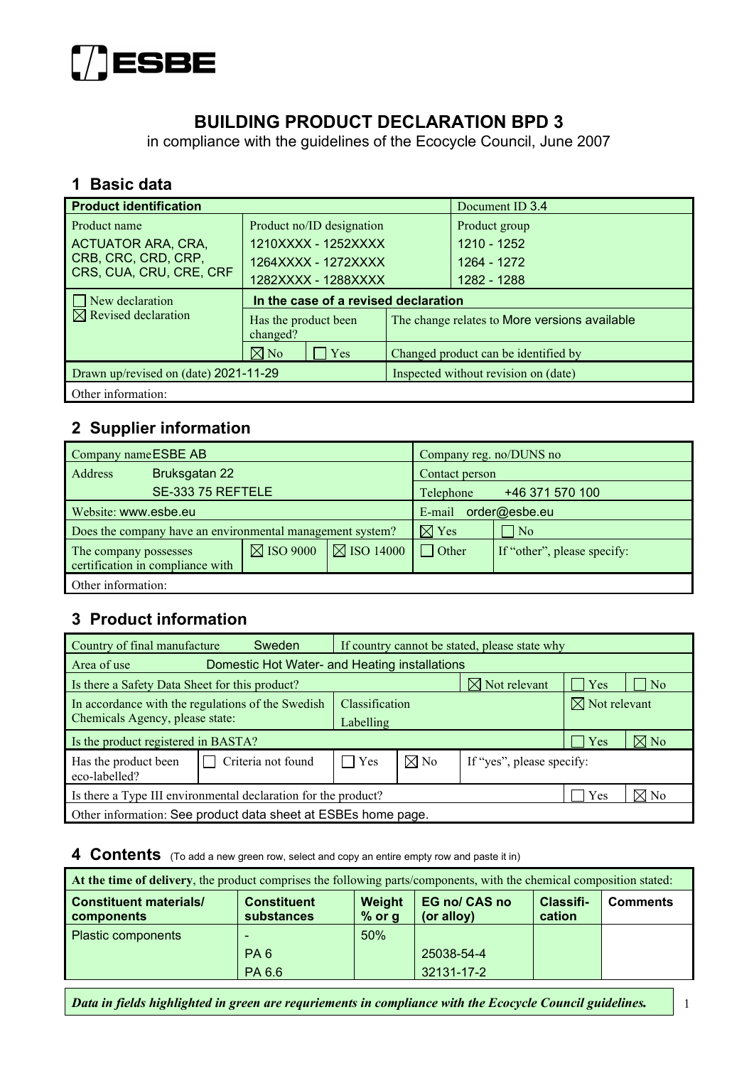ESBE

# BUILDING PRODUCT DECLARATION BPD 3

in compliance with the guidelines of the Ecocycle Council, June 2007

## 1 Basic data

| **Product identification** | | | Document ID 3.4 |
|---|---|---|---|
| Product name<br>ACTUATOR ARA, CRA, CRB, CRC, CRD, CRP, CRS, CUA, CRU, CRE, CRF | Product no/ID designation<br>1210XXXX - 1252XXXX<br>1264XXXX - 1272XXXX<br>1282XXXX - 1288XXXX | | Product group<br>1210 - 1252<br>1264 - 1272<br>1282 - 1288 |
| ☐ New declaration<br>☒ Revised declaration | **In the case of a revised declaration** | | |
| | Has the product been changed? | The change relates to More versions available | |
| | ☒ No ☐ Yes | Changed product can be identified by | |
| Drawn up/revised on (date) 2021-11-29 | | Inspected without revision on (date) | |
| Other information: | | | |

## 2 Supplier information

| Company name ESBE AB | | | Company reg. no/DUNS no | |
|---|---|---|---|---|
| Address Bruksgatan 22<br>SE-333 75 REFTELE | | | Contact person | |
| | | | Telephone +46 371 570 100 | |
| Website: www.esbe.eu | | | E-mail order@esbe.eu | |
| Does the company have an environmental management system? | | | ☒ Yes | ☐ No |
| The company possesses certification in compliance with | ☒ ISO 9000 | ☒ ISO 14000 | ☐ Other | If "other", please specify: |
| Other information: | | | | |

## 3 Product information

| Country of final manufacture Sweden | | If country cannot be stated, please state why | | | |
|---|---|---|---|---|---|
| Area of use Domestic Hot Water- and Heating installations | | | | | |
| Is there a Safety Data Sheet for this product? | | | ☒ Not relevant | ☐ Yes | ☐ No |
| In accordance with the regulations of the Swedish Chemicals Agency, please state: | | Classification<br>Labelling | | ☒ Not relevant | |
| Is the product registered in BASTA? | | | | ☐ Yes | ☒ No |
| Has the product been eco-labelled? | ☐ Criteria not found | ☐ Yes | ☒ No | If "yes", please specify: | |
| Is there a Type III environmental declaration for the product? | | | | ☐ Yes | ☒ No |
| Other information: See product data sheet at ESBEs home page. | | | | | |

## 4 Contents (To add a new green row, select and copy an entire empty row and paste it in)

**At the time of delivery**, the product comprises the following parts/components, with the chemical composition stated:

| **Constituent materials/ components** | **Constituent substances** | **Weight % or g** | **EG no/ CAS no (or alloy)** | **Classifi-cation** | **Comments** |
|---|---|---|---|---|---|
| Plastic components | - | 50% | | | |
| | PA 6 | | 25038-54-4 | | |
| | PA 6.6 | | 32131-17-2 | | |

***Data in fields highlighted in green are requriements in compliance with the Ecocycle Council guidelines.***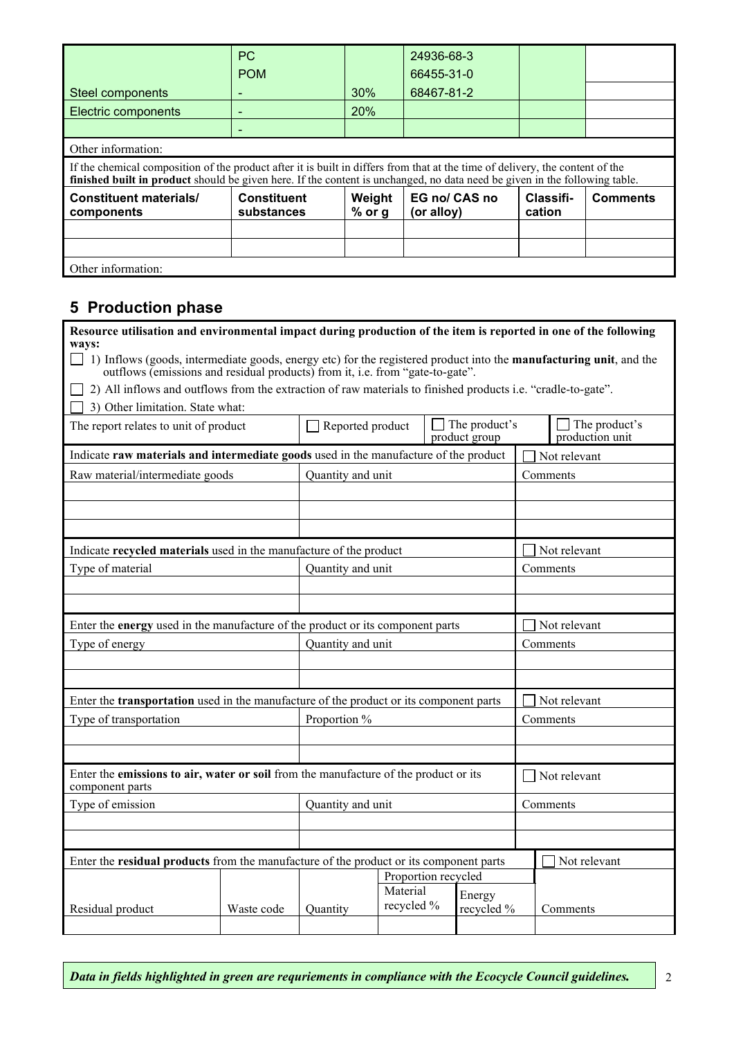| | | | | | |
|---|---|---|---|---|---|
| | PC<br>POM | | 24936-68-3<br>66455-31-0 | | |
| Steel components | - | 30% | 68467-81-2 | | |
| Electric components | - | 20% | | | |
| | - | | | | |

Other information:

If the chemical composition of the product after it is built in differs from that at the time of delivery, the content of the **finished built in product** should be given here. If the content is unchanged, no data need be given in the following table.

| Constituent materials/ components | Constituent substances | Weight % or g | EG no/ CAS no (or alloy) | Classifi-cation | Comments |
|---|---|---|---|---|---|
| | | | | | |
| | | | | | |

Other information:

## 5 Production phase

**Resource utilisation and environmental impact during production of the item is reported in one of the following ways:**

☐ 1) Inflows (goods, intermediate goods, energy etc) for the registered product into the **manufacturing unit**, and the outflows (emissions and residual products) from it, i.e. from "gate-to-gate".

☐ 2) All inflows and outflows from the extraction of raw materials to finished products i.e. "cradle-to-gate".

☐ 3) Other limitation. State what:

| The report relates to unit of product | ☐ Reported product | ☐ The product's product group | ☐ The product's production unit |
|---|---|---|---|

| Indicate **raw materials and intermediate goods** used in the manufacture of the product | | ☐ Not relevant |
|---|---|---|
| Raw material/intermediate goods | Quantity and unit | Comments |
| | | |
| | | |
| | | |

| Indicate **recycled materials** used in the manufacture of the product | | ☐ Not relevant |
|---|---|---|
| Type of material | Quantity and unit | Comments |
| | | |
| | | |

| Enter the **energy** used in the manufacture of the product or its component parts | | ☐ Not relevant |
|---|---|---|
| Type of energy | Quantity and unit | Comments |
| | | |
| | | |

| Enter the **transportation** used in the manufacture of the product or its component parts | | ☐ Not relevant |
|---|---|---|
| Type of transportation | Proportion % | Comments |
| | | |
| | | |

| Enter the **emissions to air, water or soil** from the manufacture of the product or its component parts | | ☐ Not relevant |
|---|---|---|
| Type of emission | Quantity and unit | Comments |
| | | |
| | | |

| Enter the **residual products** from the manufacture of the product or its component parts | | | | | ☐ Not relevant |
|---|---|---|---|---|---|
| | | | Proportion recycled | | |
| Residual product | Waste code | Quantity | Material recycled % | Energy recycled % | Comments |
| | | | | | |

***Data in fields highlighted in green are requriements in compliance with the Ecocycle Council guidelines.***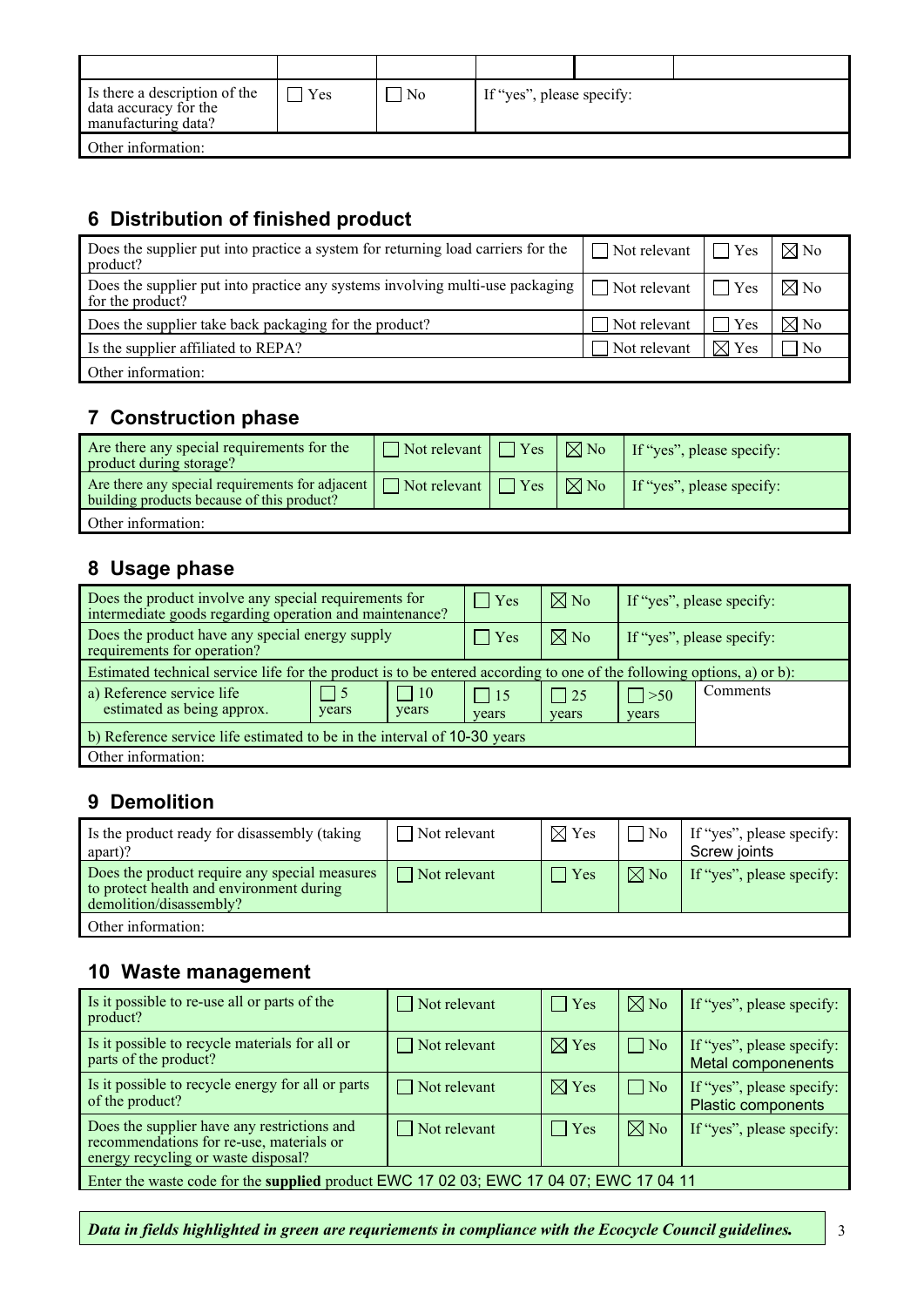| | | | | | |
|---|---|---|---|---|---|
| Is there a description of the data accuracy for the manufacturing data? | ☐ Yes | ☐ No | If "yes", please specify: | | |
| Other information: | | | | | |

## 6 Distribution of finished product

| | | | |
|---|---|---|---|
| Does the supplier put into practice a system for returning load carriers for the product? | ☐ Not relevant | ☐ Yes | ☒ No |
| Does the supplier put into practice any systems involving multi-use packaging for the product? | ☐ Not relevant | ☐ Yes | ☒ No |
| Does the supplier take back packaging for the product? | ☐ Not relevant | ☐ Yes | ☒ No |
| Is the supplier affiliated to REPA? | ☐ Not relevant | ☒ Yes | ☐ No |
| Other information: | | | |

## 7 Construction phase

| | | | | |
|---|---|---|---|---|
| Are there any special requirements for the product during storage? | ☐ Not relevant | ☐ Yes | ☒ No | If "yes", please specify: |
| Are there any special requirements for adjacent building products because of this product? | ☐ Not relevant | ☐ Yes | ☒ No | If "yes", please specify: |
| Other information: | | | | |

## 8 Usage phase

| | | | | | | |
|---|---|---|---|---|---|---|
| Does the product involve any special requirements for intermediate goods regarding operation and maintenance? | | | ☐ Yes | ☒ No | If "yes", please specify: | |
| Does the product have any special energy supply requirements for operation? | | | ☐ Yes | ☒ No | If "yes", please specify: | |
| Estimated technical service life for the product is to be entered according to one of the following options, a) or b): | | | | | | |
| a) Reference service life estimated as being approx. | ☐ 5 years | ☐ 10 years | ☐ 15 years | ☐ 25 years | ☐ >50 years | Comments |
| b) Reference service life estimated to be in the interval of 10-30 years | | | | | | |
| Other information: | | | | | | |

## 9 Demolition

| | | | | |
|---|---|---|---|---|
| Is the product ready for disassembly (taking apart)? | ☐ Not relevant | ☒ Yes | ☐ No | If "yes", please specify: Screw joints |
| Does the product require any special measures to protect health and environment during demolition/disassembly? | ☐ Not relevant | ☐ Yes | ☒ No | If "yes", please specify: |
| Other information: | | | | |

## 10 Waste management

| | | | | |
|---|---|---|---|---|
| Is it possible to re-use all or parts of the product? | ☐ Not relevant | ☐ Yes | ☒ No | If "yes", please specify: |
| Is it possible to recycle materials for all or parts of the product? | ☐ Not relevant | ☒ Yes | ☐ No | If "yes", please specify: Metal componenents |
| Is it possible to recycle energy for all or parts of the product? | ☐ Not relevant | ☒ Yes | ☐ No | If "yes", please specify: Plastic components |
| Does the supplier have any restrictions and recommendations for re-use, materials or energy recycling or waste disposal? | ☐ Not relevant | ☐ Yes | ☒ No | If "yes", please specify: |
| Enter the waste code for the **supplied** product EWC 17 02 03; EWC 17 04 07; EWC 17 04 11 | | | | |

***Data in fields highlighted in green are requriements in compliance with the Ecocycle Council guidelines.***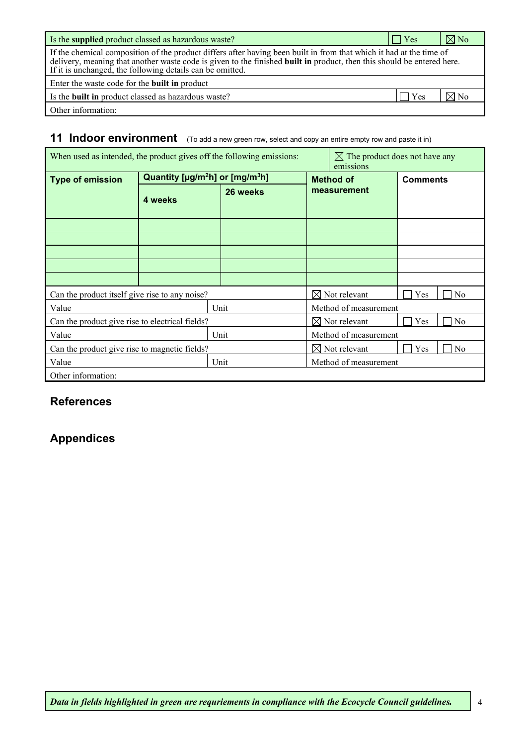| | | |
|---|---|---|
| Is the **supplied** product classed as hazardous waste? | ☐ Yes | ☒ No |
| If the chemical composition of the product differs after having been built in from that which it had at the time of delivery, meaning that another waste code is given to the finished **built in** product, then this should be entered here. If it is unchanged, the following details can be omitted. | | |
| Enter the waste code for the **built in** product | | |
| Is the **built in** product classed as hazardous waste? | ☐ Yes | ☒ No |
| Other information: | | |

## 11 Indoor environment

(To add a new green row, select and copy an entire empty row and paste it in)

When used as intended, the product gives off the following emissions: ☒ The product does not have any emissions

| Type of emission | Quantity [$\mu g/m^2h$] or [$mg/m^3h$] | | Method of measurement | Comments |
|---|---|---|---|---|
| | 4 weeks | 26 weeks | | |
| | | | | |
| | | | | |
| | | | | |
| | | | | |
| | | | | |

| | | | | |
|---|---|---|---|---|
| Can the product itself give rise to any noise? | | ☒ Not relevant | ☐ Yes | ☐ No |
| Value | Unit | Method of measurement | | |
| Can the product give rise to electrical fields? | | ☒ Not relevant | ☐ Yes | ☐ No |
| Value | Unit | Method of measurement | | |
| Can the product give rise to magnetic fields? | | ☒ Not relevant | ☐ Yes | ☐ No |
| Value | Unit | Method of measurement | | |
| Other information: | | | | |

## References

## Appendices

***Data in fields highlighted in green are requriements in compliance with the Ecocycle Council guidelines.***